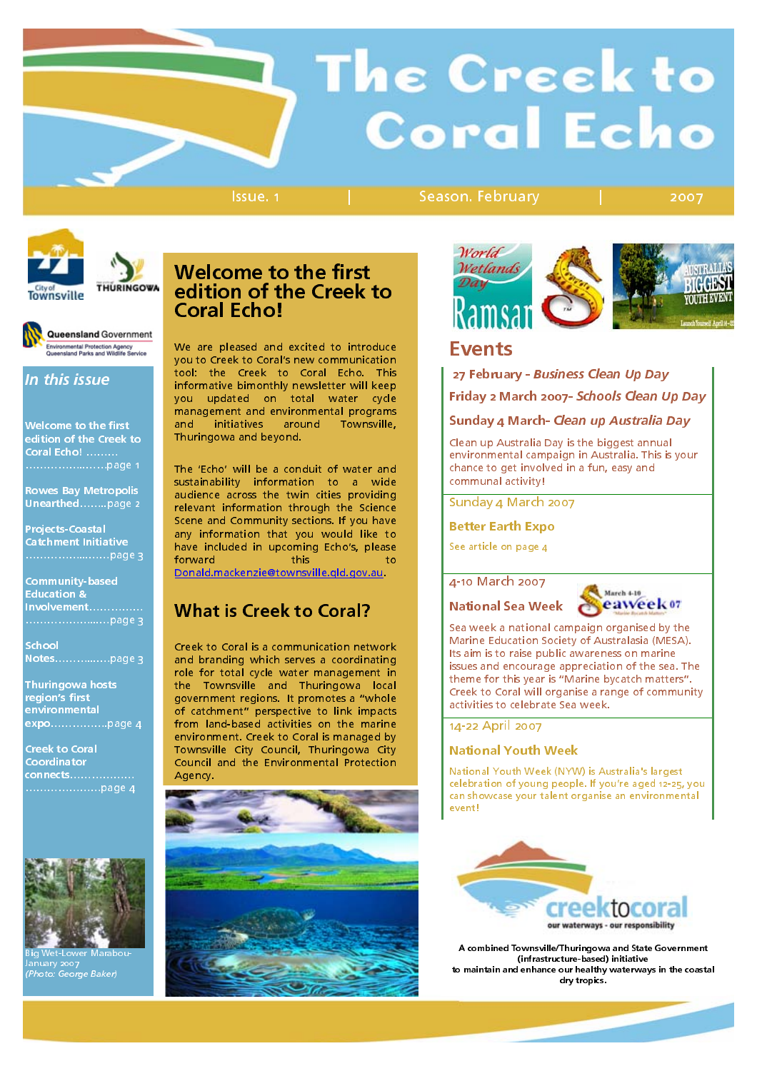# The Creek to Coral Echo

Issue. 1 | Season. February | 2007

## In this issue

Welcome to the first edition of the Creek to Coral Echo! ......... .....................page 1

Rowes Bay Metropolis Unearthed........page 2

Projects-Coastal Catchment Initiative .......................page 3

Community-based Education & Involvement............... .......................page 3

School Notes..................page 3

Thuringowa hosts region's first environmental expo................page 4

Creek to Coral Coordinator connects.................. .....................page 4

Big Wet-Lower Marabou-January 2007
*(Photo: George Baker)*

## Welcome to the first edition of the Creek to Coral Echo!

We are pleased and excited to introduce you to Creek to Coral's new communication tool: the Creek to Coral Echo. This informative bimonthly newsletter will keep you updated on total water cycle management and environmental programs and initiatives around Townsville, Thuringowa and beyond.

The 'Echo' will be a conduit of water and sustainability information to a wide audience across the twin cities providing relevant information through the Science Scene and Community sections. If you have any information that you would like to have included in upcoming Echo's, please forward this to Donald.mackenzie@townsville.qld.gov.au.

## What is Creek to Coral?

Creek to Coral is a communication network and branding which serves a coordinating role for total cycle water management in the Townsville and Thuringowa local government regions. It promotes a "whole of catchment" perspective to link impacts from land-based activities on the marine environment. Creek to Coral is managed by Townsville City Council, Thuringowa City Council and the Environmental Protection Agency.

## Events

**27 February - *Business Clean Up Day***

**Friday 2 March 2007- *Schools Clean Up Day***

**Sunday 4 March- *Clean up Australia Day***

Clean up Australia Day is the biggest annual environmental campaign in Australia. This is your chance to get involved in a fun, easy and communal activity!

Sunday 4 March 2007

**Better Earth Expo**

See article on page 4

4-10 March 2007

**National Sea Week**

Sea week a national campaign organised by the Marine Education Society of Australasia (MESA). Its aim is to raise public awareness on marine issues and encourage appreciation of the sea. The theme for this year is "Marine bycatch matters". Creek to Coral will organise a range of community activities to celebrate Sea week.

14-22 April 2007

**National Youth Week**

National Youth Week (NYW) is Australia's largest celebration of young people. If you're aged 12-25, you can showcase your talent organise an environmental event!

creektocoral — our waterways - our responsibility

A combined Townsville/Thuringowa and State Government (infrastructure-based) initiative to maintain and enhance our healthy waterways in the coastal dry tropics.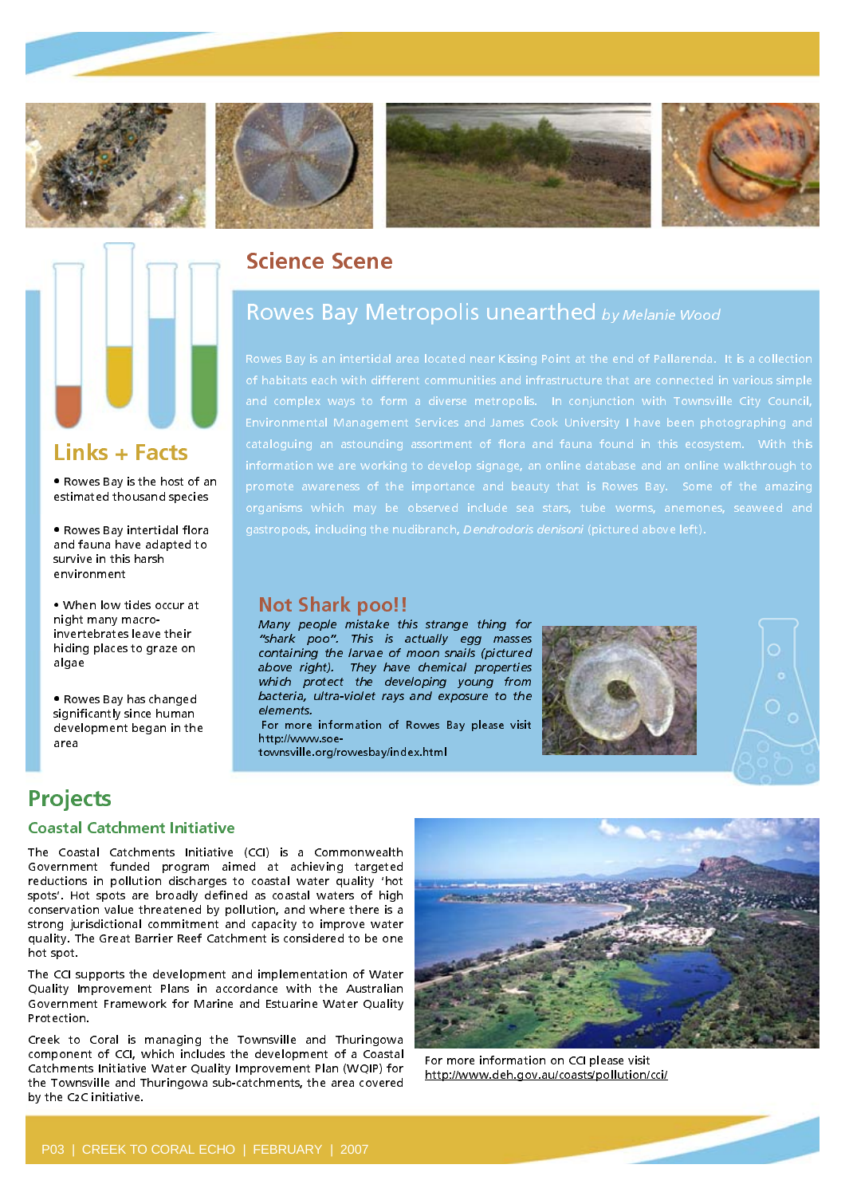## Science Scene

### Rowes Bay Metropolis unearthed *by Melanie Wood*

Rowes Bay is an intertidal area located near Kissing Point at the end of Pallarenda. It is a collection of habitats each with different communities and infrastructure that are connected in various simple and complex ways to form a diverse metropolis. In conjunction with Townsville City Council, Environmental Management Services and James Cook University I have been photographing and cataloguing an astounding assortment of flora and fauna found in this ecosystem. With this information we are working to develop signage, an online database and an online walkthrough to promote awareness of the importance and beauty that is Rowes Bay. Some of the amazing organisms which may be observed include sea stars, tube worms, anemones, seaweed and gastropods, including the nudibranch, *Dendrodoris denisoni* (pictured above left).

### Not Shark poo!!

*Many people mistake this strange thing for "shark poo". This is actually egg masses containing the larvae of moon snails (pictured above right). They have chemical properties which protect the developing young from bacteria, ultra-violet rays and exposure to the elements.*

For more information of Rowes Bay please visit http://www.soe-townsville.org/rowesbay/index.html

## Links + Facts

- Rowes Bay is the host of an estimated thousand species
- Rowes Bay intertidal flora and fauna have adapted to survive in this harsh environment
- When low tides occur at night many macro-invertebrates leave their hiding places to graze on algae
- Rowes Bay has changed significantly since human development began in the area

## Projects

### Coastal Catchment Initiative

The Coastal Catchments Initiative (CCI) is a Commonwealth Government funded program aimed at achieving targeted reductions in pollution discharges to coastal water quality 'hot spots'. Hot spots are broadly defined as coastal waters of high conservation value threatened by pollution, and where there is a strong jurisdictional commitment and capacity to improve water quality. The Great Barrier Reef Catchment is considered to be one hot spot.

The CCI supports the development and implementation of Water Quality Improvement Plans in accordance with the Australian Government Framework for Marine and Estuarine Water Quality Protection.

Creek to Coral is managing the Townsville and Thuringowa component of CCI, which includes the development of a Coastal Catchments Initiative Water Quality Improvement Plan (WQIP) for the Townsville and Thuringowa sub-catchments, the area covered by the C2C initiative.

For more information on CCI please visit http://www.deh.gov.au/coasts/pollution/cci/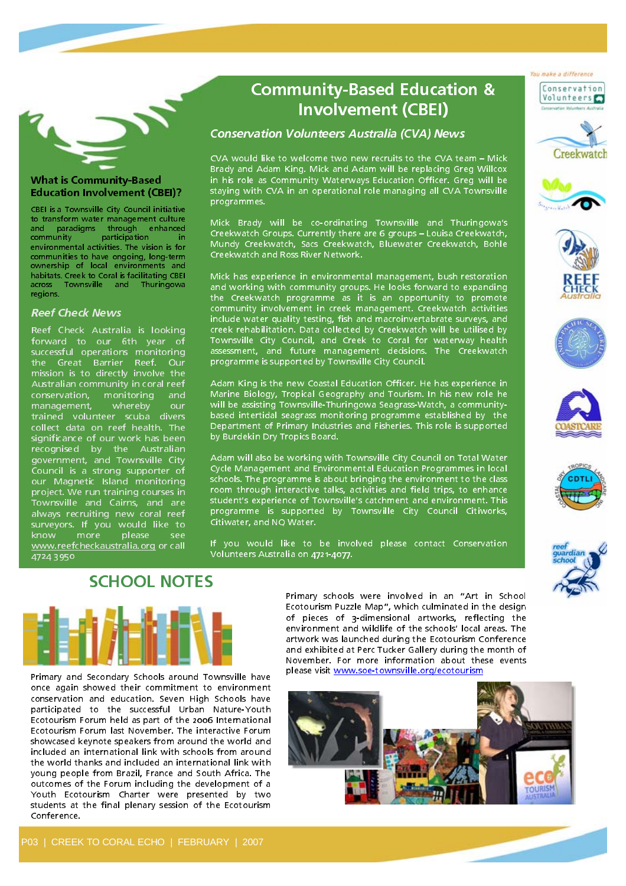## What is Community-Based Education Involvement (CBEI)?

CBEI is a Townsville City Council initiative to transform water management culture and paradigms through enhanced community participation in environmental activities. The vision is for communities to have ongoing, long-term ownership of local environments and habitats. Creek to Coral is facilitating CBEI across Townsville and Thuringowa regions.

### Reef Check News

Reef Check Australia is looking forward to our 6th year of successful operations monitoring the Great Barrier Reef. Our mission is to directly involve the Australian community in coral reef conservation, monitoring and management, whereby our trained volunteer scuba divers collect data on reef health. The significance of our work has been recognised by the Australian government, and Townsville City Council is a strong supporter of our Magnetic Island monitoring project. We run training courses in Townsville and Cairns, and are always recruiting new coral reef surveyors. If you would like to know more please see www.reefcheckaustralia.org or call 4724 3950

# Community-Based Education & Involvement (CBEI)

### Conservation Volunteers Australia (CVA) News

CVA would like to welcome two new recruits to the CVA team – Mick Brady and Adam King. Mick and Adam will be replacing Greg Willcox in his role as Community Waterways Education Officer. Greg will be staying with CVA in an operational role managing all CVA Townsville programmes.

Mick Brady will be co-ordinating Townsville and Thuringowa's Creekwatch Groups. Currently there are 6 groups – Louisa Creekwatch, Mundy Creekwatch, Sacs Creekwatch, Bluewater Creekwatch, Bohle Creekwatch and Ross River Network.

Mick has experience in environmental management, bush restoration and working with community groups. He looks forward to expanding the Creekwatch programme as it is an opportunity to promote community involvement in creek management. Creekwatch activities include water quality testing, fish and macroinvertabrate surveys, and creek rehabilitation. Data collected by Creekwatch will be utilised by Townsville City Council, and Creek to Coral for waterway health assessment, and future management decisions. The Creekwatch programme is supported by Townsville City Council.

Adam King is the new Coastal Education Officer. He has experience in Marine Biology, Tropical Geography and Tourism. In his new role he will be assisting Townsville-Thuringowa Seagrass-Watch, a community-based intertidal seagrass monitoring programme established by the Department of Primary Industries and Fisheries. This role is supported by Burdekin Dry Tropics Board.

Adam will also be working with Townsville City Council on Total Water Cycle Management and Environmental Education Programmes in local schools. The programme is about bringing the environment to the class room through interactive talks, activities and field trips, to enhance student's experience of Townsville's catchment and environment. This programme is supported by Townsville City Council Citiworks, Citiwater, and NQ Water.

If you would like to be involved please contact Conservation Volunteers Australia on 4721-4077.

## SCHOOL NOTES

Primary and Secondary Schools around Townsville have once again showed their commitment to environment conservation and education. Seven High Schools have participated to the successful Urban Nature-Youth Ecotourism Forum held as part of the 2006 International Ecotourism Forum last November. The interactive Forum showcased keynote speakers from around the world and included an international link with schools from around the world thanks and included an international link with young people from Brazil, France and South Africa. The outcomes of the Forum including the development of a Youth Ecotourism Charter were presented by two students at the final plenary session of the Ecotourism Conference.

Primary schools were involved in an "Art in School Ecotourism Puzzle Map", which culminated in the design of pieces of 3-dimensional artworks, reflecting the environment and wildlife of the schools' local areas. The artwork was launched during the Ecotourism Conference and exhibited at Perc Tucker Gallery during the month of November. For more information about these events please visit www.soe-townsville.org/ecotourism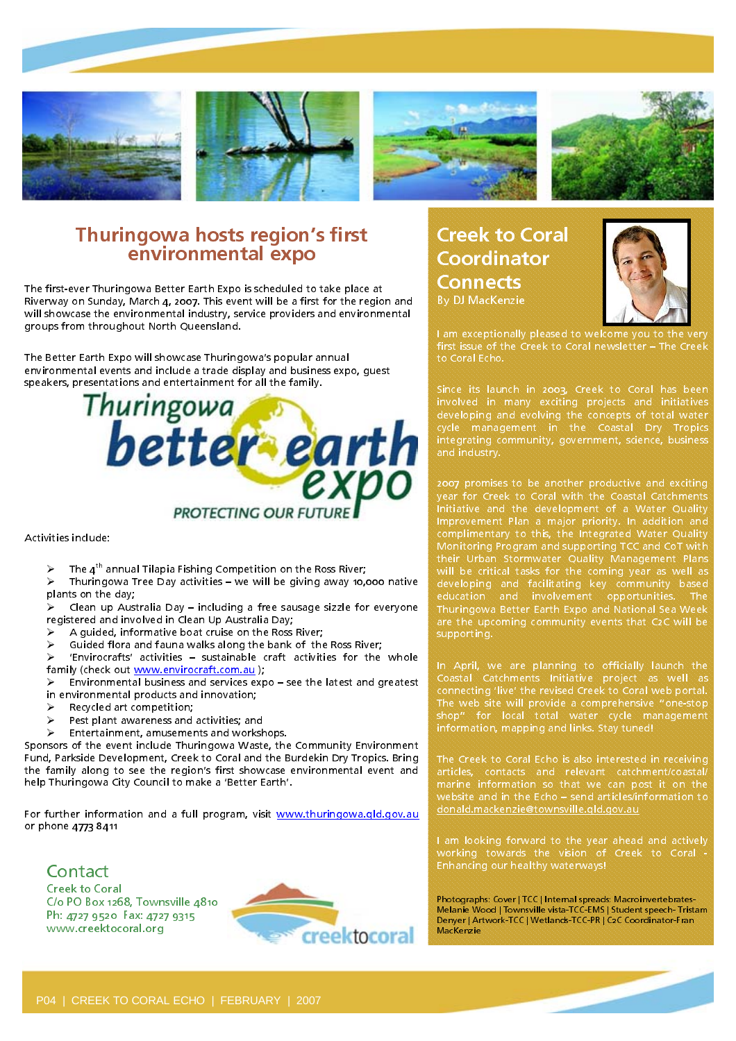# Thuringowa hosts region's first environmental expo

The first-ever Thuringowa Better Earth Expo is scheduled to take place at Riverway on Sunday, March 4, 2007. This event will be a first for the region and will showcase the environmental industry, service providers and environmental groups from throughout North Queensland.

The Better Earth Expo will showcase Thuringowa's popular annual environmental events and include a trade display and business expo, guest speakers, presentations and entertainment for all the family.

Thuringowa better earth expo
PROTECTING OUR FUTURE

Activities include:

- The 4th annual Tilapia Fishing Competition on the Ross River;
- Thuringowa Tree Day activities – we will be giving away 10,000 native plants on the day;
- Clean up Australia Day – including a free sausage sizzle for everyone registered and involved in Clean Up Australia Day;
- A guided, informative boat cruise on the Ross River;
- Guided flora and fauna walks along the bank of the Ross River;
- 'Envirocrafts' activities – sustainable craft activities for the whole family (check out www.envirocraft.com.au );
- Environmental business and services expo – see the latest and greatest in environmental products and innovation;
- Recycled art competition;
- Pest plant awareness and activities; and
- Entertainment, amusements and workshops.

Sponsors of the event include Thuringowa Waste, the Community Environment Fund, Parkside Development, Creek to Coral and the Burdekin Dry Tropics. Bring the family along to see the region's first showcase environmental event and help Thuringowa City Council to make a 'Better Earth'.

For further information and a full program, visit www.thuringowa.qld.gov.au or phone 4773 8411

## Contact

Creek to Coral
C/o PO Box 1268, Townsville 4810
Ph: 4727 9520 Fax: 4727 9315
www.creektocoral.org

creektocoral

# Creek to Coral Coordinator Connects

By DJ MacKenzie

I am exceptionally pleased to welcome you to the very first issue of the Creek to Coral newsletter – The Creek to Coral Echo.

Since its launch in 2003, Creek to Coral has been involved in many exciting projects and initiatives developing and evolving the concepts of total water cycle management in the Coastal Dry Tropics integrating community, government, science, business and industry.

2007 promises to be another productive and exciting year for Creek to Coral with the Coastal Catchments Initiative and the development of a Water Quality Improvement Plan a major priority. In addition and complimentary to this, the Integrated Water Quality Monitoring Program and supporting TCC and CoT with their Urban Stormwater Quality Management Plans will be critical tasks for the coming year as well as developing and facilitating key community based education and involvement opportunities. The Thuringowa Better Earth Expo and National Sea Week are the upcoming community events that C2C will be supporting.

In April, we are planning to officially launch the Coastal Catchments Initiative project as well as connecting 'live' the revised Creek to Coral web portal. The web site will provide a comprehensive "one-stop shop" for local total water cycle management information, mapping and links. Stay tuned!

The Creek to Coral Echo is also interested in receiving articles, contacts and relevant catchment/coastal/marine information so that we can post it on the website and in the Echo – send articles/information to donald.mackenzie@townsville.qld.gov.au

I am looking forward to the year ahead and actively working towards the vision of Creek to Coral - Enhancing our healthy waterways!

Photographs: Cover | TCC | Internal spreads: Macroinvertebrates-Melanie Wood | Townsville vista-TCC-EMS | Student speech- Tristam Denyer | Artwork-TCC | Wetlands-TCC-PR | C2C Coordinator-Fran MacKenzie